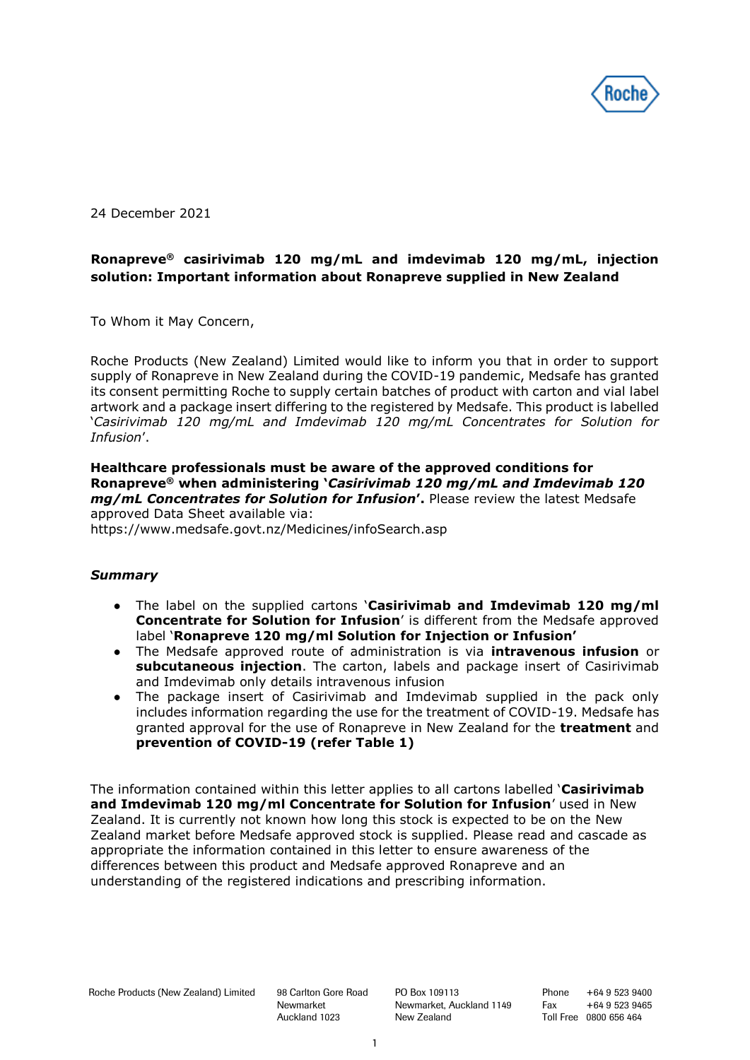24 December 2021

**Ronapreve® casirivimab 120 mg/mL and imdevimab 120 mg/mL, injection solution: Important information about Ronapreve supplied in New Zealand**

To Whom it May Concern,

Roche Products (New Zealand) Limited would like to inform you that in order to support supply of Ronapreve in New Zealand during the COVID-19 pandemic, Medsafe has granted its consent permitting Roche to supply certain batches of product with carton and vial label artwork and a package insert differing to the registered by Medsafe. This product is labelled '*Casirivimab 120 mg/mL and Imdevimab 120 mg/mL Concentrates for Solution for Infusion*'.

**Healthcare professionals must be aware of the approved conditions for Ronapreve® when administering '*Casirivimab 120 mg/mL and Imdevimab 120 mg/mL Concentrates for Solution for Infusion*'.** Please review the latest Medsafe approved Data Sheet available via:
https://www.medsafe.govt.nz/Medicines/infoSearch.asp

***Summary***

- The label on the supplied cartons '**Casirivimab and Imdevimab 120 mg/ml Concentrate for Solution for Infusion**' is different from the Medsafe approved label '**Ronapreve 120 mg/ml Solution for Injection or Infusion'**
- The Medsafe approved route of administration is via **intravenous infusion** or **subcutaneous injection**. The carton, labels and package insert of Casirivimab and Imdevimab only details intravenous infusion
- The package insert of Casirivimab and Imdevimab supplied in the pack only includes information regarding the use for the treatment of COVID-19. Medsafe has granted approval for the use of Ronapreve in New Zealand for the **treatment** and **prevention of COVID-19 (refer Table 1)**

The information contained within this letter applies to all cartons labelled '**Casirivimab and Imdevimab 120 mg/ml Concentrate for Solution for Infusion**' used in New Zealand. It is currently not known how long this stock is expected to be on the New Zealand market before Medsafe approved stock is supplied. Please read and cascade as appropriate the information contained in this letter to ensure awareness of the differences between this product and Medsafe approved Ronapreve and an understanding of the registered indications and prescribing information.

Roche Products (New Zealand) Limited | 98 Carlton Gore Road, Newmarket, Auckland 1023 | PO Box 109113, Newmarket, Auckland 1149, New Zealand | Phone +64 9 523 9400 | Fax +64 9 523 9465 | Toll Free 0800 656 464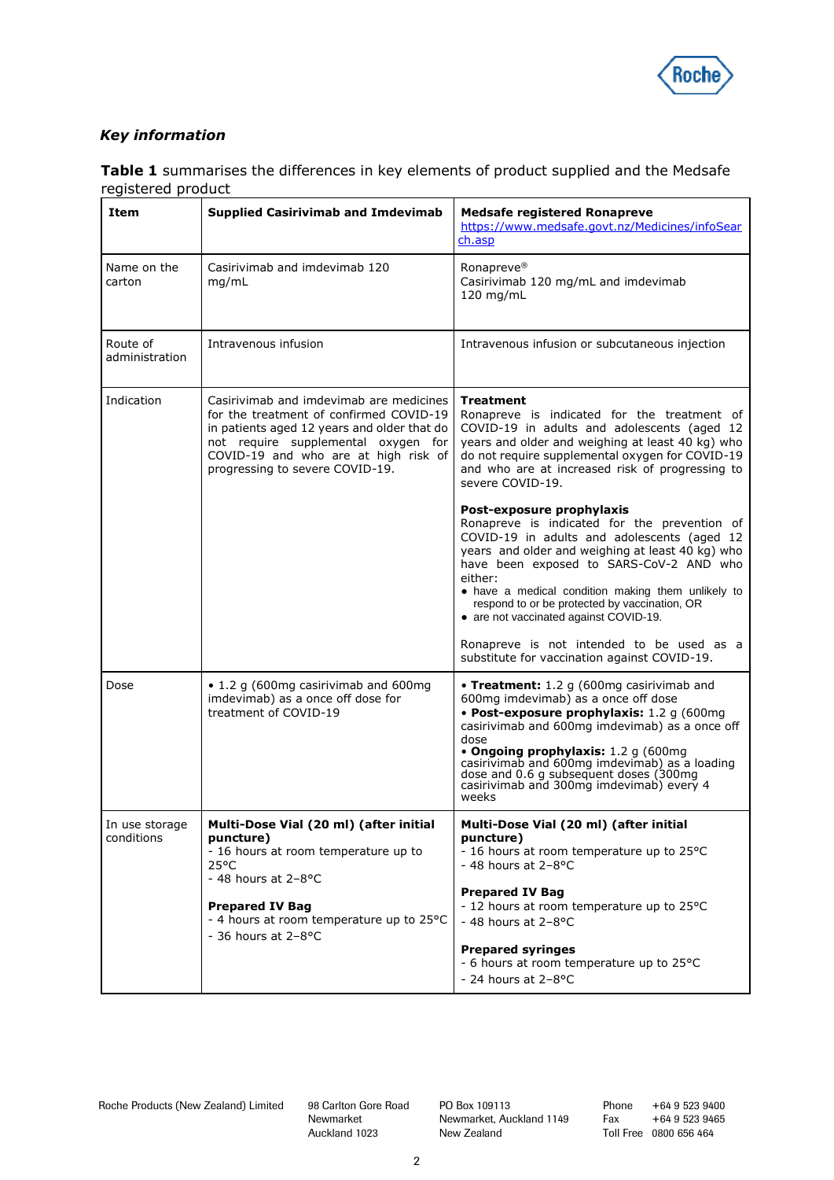### *Key information*

**Table 1** summarises the differences in key elements of product supplied and the Medsafe registered product

| Item | Supplied Casirivimab and Imdevimab | Medsafe registered Ronapreve https://www.medsafe.govt.nz/Medicines/infoSearch.asp |
|---|---|---|
| Name on the carton | Casirivimab and imdevimab 120 mg/mL | Ronapreve® Casirivimab 120 mg/mL and imdevimab 120 mg/mL |
| Route of administration | Intravenous infusion | Intravenous infusion or subcutaneous injection |
| Indication | Casirivimab and imdevimab are medicines for the treatment of confirmed COVID-19 in patients aged 12 years and older that do not require supplemental oxygen for COVID-19 and who are at high risk of progressing to severe COVID-19. | **Treatment** Ronapreve is indicated for the treatment of COVID-19 in adults and adolescents (aged 12 years and older and weighing at least 40 kg) who do not require supplemental oxygen for COVID-19 and who are at increased risk of progressing to severe COVID-19. **Post-exposure prophylaxis** Ronapreve is indicated for the prevention of COVID-19 in adults and adolescents (aged 12 years and older and weighing at least 40 kg) who have been exposed to SARS-CoV-2 AND who either: • have a medical condition making them unlikely to respond to or be protected by vaccination, OR • are not vaccinated against COVID-19. Ronapreve is not intended to be used as a substitute for vaccination against COVID-19. |
| Dose | • 1.2 g (600mg casirivimab and 600mg imdevimab) as a once off dose for treatment of COVID-19 | • **Treatment:** 1.2 g (600mg casirivimab and 600mg imdevimab) as a once off dose • **Post-exposure prophylaxis:** 1.2 g (600mg casirivimab and 600mg imdevimab) as a once off dose • **Ongoing prophylaxis:** 1.2 g (600mg casirivimab and 600mg imdevimab) as a loading dose and 0.6 g subsequent doses (300mg casirivimab and 300mg imdevimab) every 4 weeks |
| In use storage conditions | **Multi-Dose Vial (20 ml) (after initial puncture)** - 16 hours at room temperature up to 25°C - 48 hours at 2–8°C **Prepared IV Bag** - 4 hours at room temperature up to 25°C - 36 hours at 2–8°C | **Multi-Dose Vial (20 ml) (after initial puncture)** - 16 hours at room temperature up to 25°C - 48 hours at 2–8°C **Prepared IV Bag** - 12 hours at room temperature up to 25°C - 48 hours at 2–8°C **Prepared syringes** - 6 hours at room temperature up to 25°C - 24 hours at 2–8°C |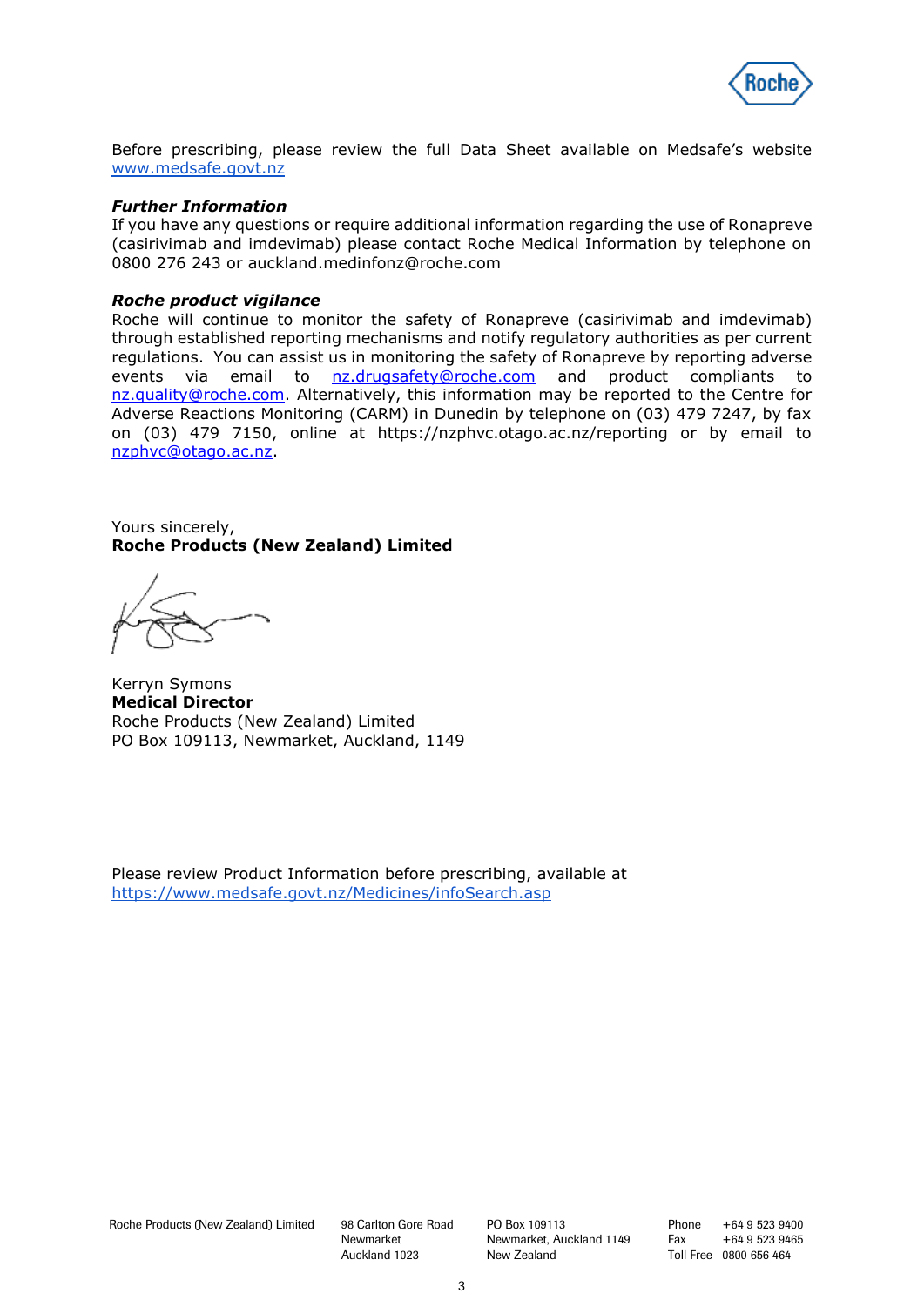Before prescribing, please review the full Data Sheet available on Medsafe's website www.medsafe.govt.nz

***Further Information***

If you have any questions or require additional information regarding the use of Ronapreve (casirivimab and imdevimab) please contact Roche Medical Information by telephone on 0800 276 243 or auckland.medinfonz@roche.com

***Roche product vigilance***

Roche will continue to monitor the safety of Ronapreve (casirivimab and imdevimab) through established reporting mechanisms and notify regulatory authorities as per current regulations. You can assist us in monitoring the safety of Ronapreve by reporting adverse events via email to nz.drugsafety@roche.com and product compliants to nz.quality@roche.com. Alternatively, this information may be reported to the Centre for Adverse Reactions Monitoring (CARM) in Dunedin by telephone on (03) 479 7247, by fax on (03) 479 7150, online at https://nzphvc.otago.ac.nz/reporting or by email to nzphvc@otago.ac.nz.

Yours sincerely,
**Roche Products (New Zealand) Limited**

Kerryn Symons
**Medical Director**
Roche Products (New Zealand) Limited
PO Box 109113, Newmarket, Auckland, 1149

Please review Product Information before prescribing, available at https://www.medsafe.govt.nz/Medicines/infoSearch.asp

Roche Products (New Zealand) Limited | 98 Carlton Gore Road, Newmarket, Auckland 1023 | PO Box 109113, Newmarket, Auckland 1149, New Zealand | Phone +64 9 523 9400, Fax +64 9 523 9465, Toll Free 0800 656 464